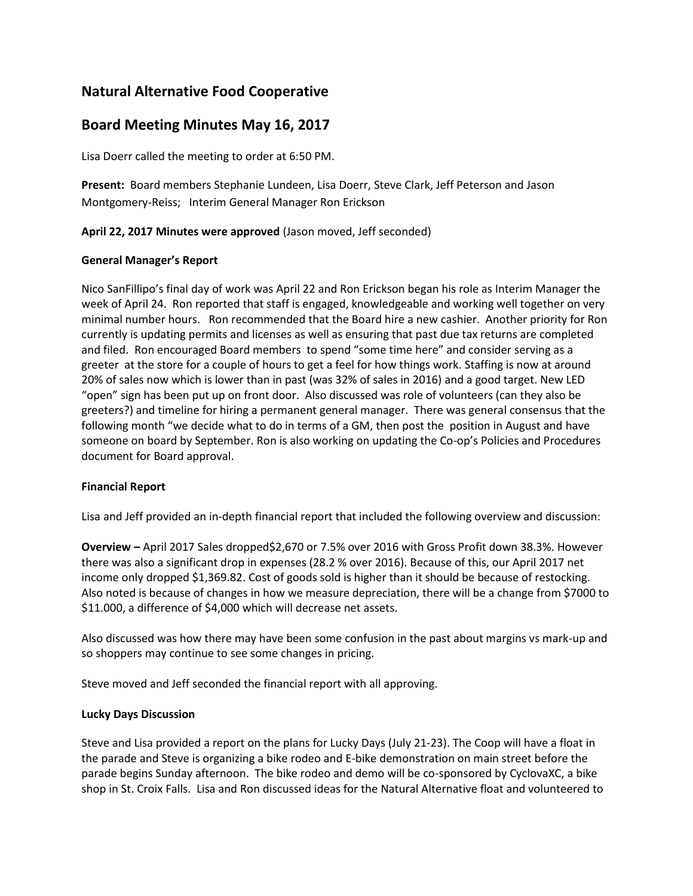# Natural Alternative Food Cooperative

## Board Meeting Minutes May 16, 2017

Lisa Doerr called the meeting to order at 6:50 PM.

**Present:** Board members Stephanie Lundeen, Lisa Doerr, Steve Clark, Jeff Peterson and Jason Montgomery-Reiss; Interim General Manager Ron Erickson

**April 22, 2017 Minutes were approved** (Jason moved, Jeff seconded)

**General Manager's Report**

Nico SanFillipo's final day of work was April 22 and Ron Erickson began his role as Interim Manager the week of April 24. Ron reported that staff is engaged, knowledgeable and working well together on very minimal number hours. Ron recommended that the Board hire a new cashier. Another priority for Ron currently is updating permits and licenses as well as ensuring that past due tax returns are completed and filed. Ron encouraged Board members to spend "some time here" and consider serving as a greeter at the store for a couple of hours to get a feel for how things work. Staffing is now at around 20% of sales now which is lower than in past (was 32% of sales in 2016) and a good target. New LED "open" sign has been put up on front door. Also discussed was role of volunteers (can they also be greeters?) and timeline for hiring a permanent general manager. There was general consensus that the following month "we decide what to do in terms of a GM, then post the position in August and have someone on board by September. Ron is also working on updating the Co-op's Policies and Procedures document for Board approval.

**Financial Report**

Lisa and Jeff provided an in-depth financial report that included the following overview and discussion:

**Overview –** April 2017 Sales dropped$2,670 or 7.5% over 2016 with Gross Profit down 38.3%. However there was also a significant drop in expenses (28.2 % over 2016). Because of this, our April 2017 net income only dropped $1,369.82. Cost of goods sold is higher than it should be because of restocking. Also noted is because of changes in how we measure depreciation, there will be a change from $7000 to $11.000, a difference of $4,000 which will decrease net assets.

Also discussed was how there may have been some confusion in the past about margins vs mark-up and so shoppers may continue to see some changes in pricing.

Steve moved and Jeff seconded the financial report with all approving.

**Lucky Days Discussion**

Steve and Lisa provided a report on the plans for Lucky Days (July 21-23). The Coop will have a float in the parade and Steve is organizing a bike rodeo and E-bike demonstration on main street before the parade begins Sunday afternoon. The bike rodeo and demo will be co-sponsored by CyclovaXC, a bike shop in St. Croix Falls. Lisa and Ron discussed ideas for the Natural Alternative float and volunteered to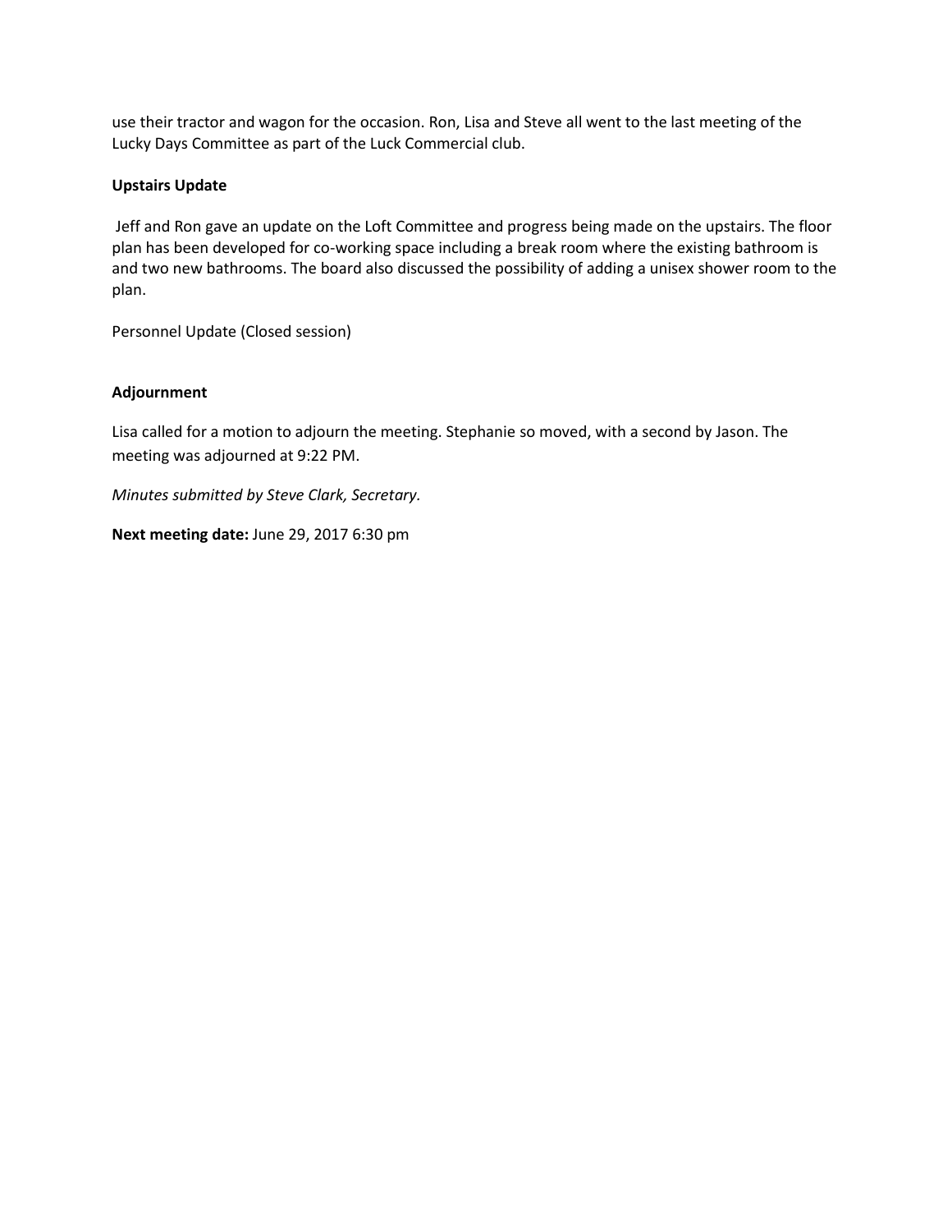use their tractor and wagon for the occasion. Ron, Lisa and Steve all went to the last meeting of the Lucky Days Committee as part of the Luck Commercial club.

**Upstairs Update**

Jeff and Ron gave an update on the Loft Committee and progress being made on the upstairs. The floor plan has been developed for co-working space including a break room where the existing bathroom is and two new bathrooms. The board also discussed the possibility of adding a unisex shower room to the plan.

Personnel Update (Closed session)

**Adjournment**

Lisa called for a motion to adjourn the meeting. Stephanie so moved, with a second by Jason. The meeting was adjourned at 9:22 PM.

*Minutes submitted by Steve Clark, Secretary.*

**Next meeting date:** June 29, 2017 6:30 pm